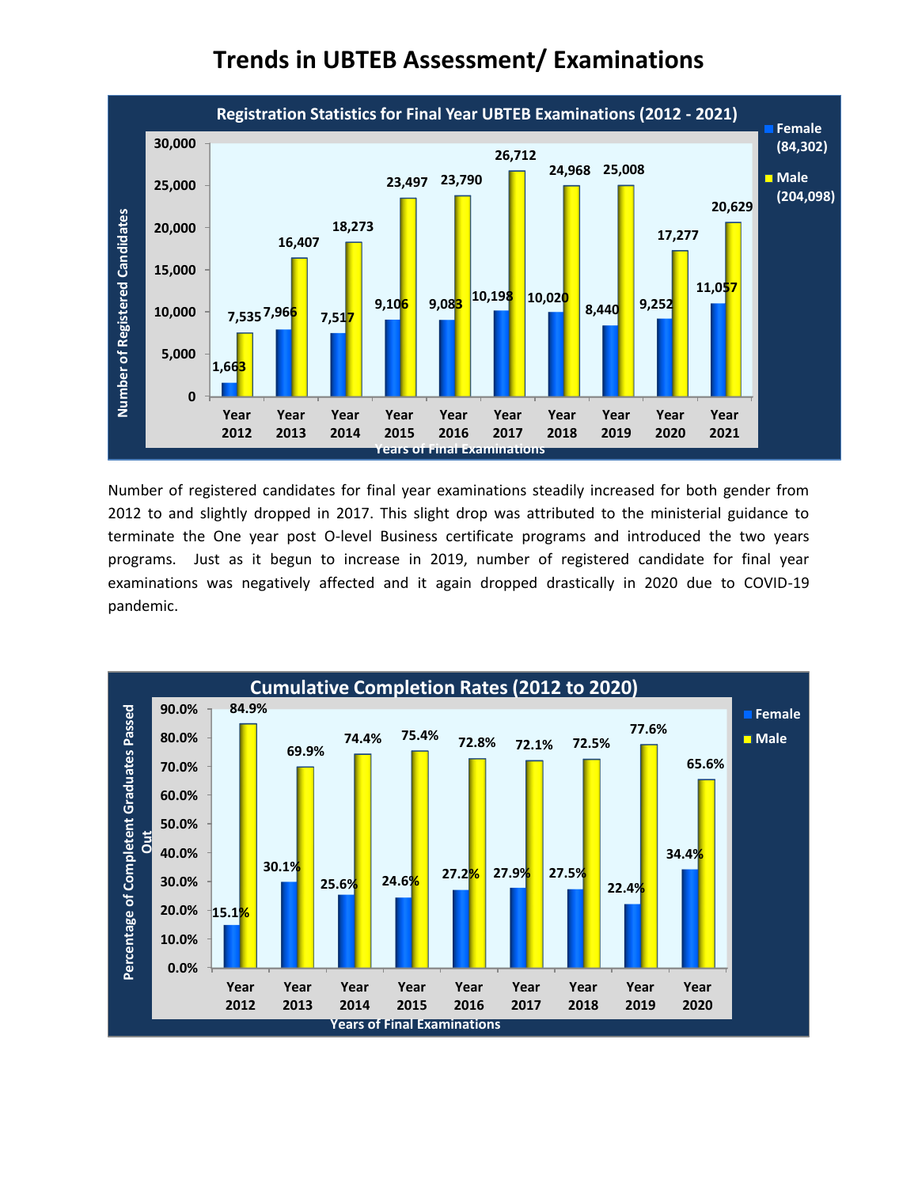# Trends in UBTEB Assessment/ Examinations

Registration Statistics for Final Year UBTEB Examinations (2012 - 2021)

Female (84,302)
Male (204,098)

Number of Registered Candidates

30,000
25,000
20,000
15,000
10,000
5,000
0

Year 2012: 1,663 | 7,535
Year 2013: 7,966 | 16,407
Year 2014: 7,517 | 18,273
Year 2015: 9,106 | 23,497
Year 2016: 9,083 | 23,790
Year 2017: 10,198 | 26,712
Year 2018: 10,020 | 24,968
Year 2019: 8,440 | 25,008
Year 2020: 9,252 | 17,277
Year 2021: 11,057 | 20,629

Years of Final Examinations

Number of registered candidates for final year examinations steadily increased for both gender from 2012 to and slightly dropped in 2017. This slight drop was attributed to the ministerial guidance to terminate the One year post O-level Business certificate programs and introduced the two years programs. Just as it begun to increase in 2019, number of registered candidate for final year examinations was negatively affected and it again dropped drastically in 2020 due to COVID-19 pandemic.

Cumulative Completion Rates (2012 to 2020)

Female
Male

Percentage of Completent Graduates Passed Out

90.0%
80.0%
70.0%
60.0%
50.0%
40.0%
30.0%
20.0%
10.0%
0.0%

Year 2012: 15.1% | 84.9%
Year 2013: 30.1% | 69.9%
Year 2014: 25.6% | 74.4%
Year 2015: 24.6% | 75.4%
Year 2016: 27.2% | 72.8%
Year 2017: 27.9% | 72.1%
Year 2018: 27.5% | 72.5%
Year 2019: 22.4% | 77.6%
Year 2020: 34.4% | 65.6%

Years of Final Examinations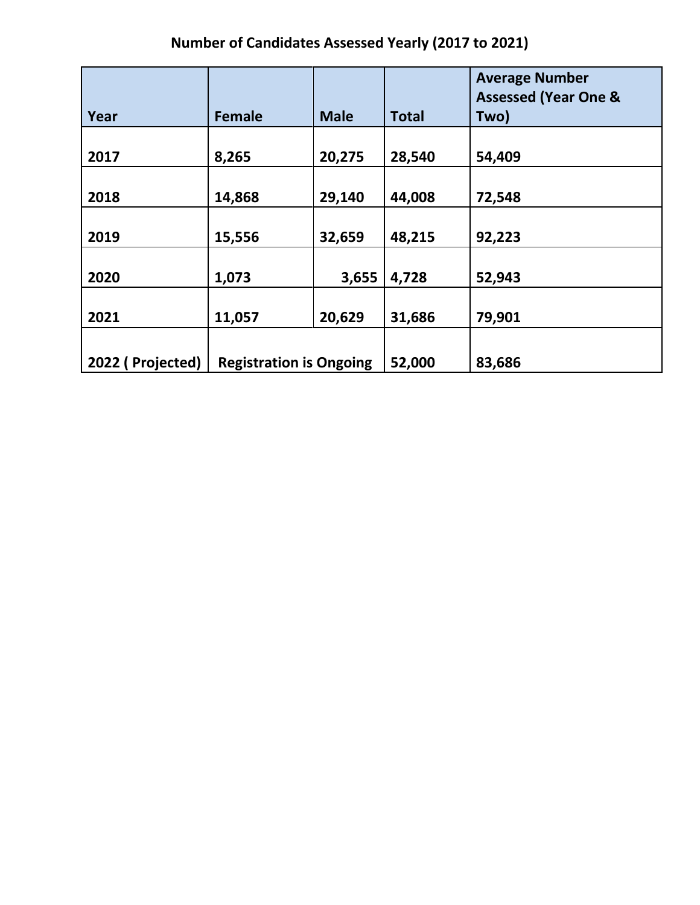**Number of Candidates Assessed Yearly (2017 to 2021)**

| Year | Female | Male | Total | Average Number Assessed (Year One & Two) |
|---|---|---|---|---|
| 2017 | 8,265 | 20,275 | 28,540 | 54,409 |
| 2018 | 14,868 | 29,140 | 44,008 | 72,548 |
| 2019 | 15,556 | 32,659 | 48,215 | 92,223 |
| 2020 | 1,073 | 3,655 | 4,728 | 52,943 |
| 2021 | 11,057 | 20,629 | 31,686 | 79,901 |
| 2022 ( Projected) | Registration is Ongoing | | 52,000 | 83,686 |